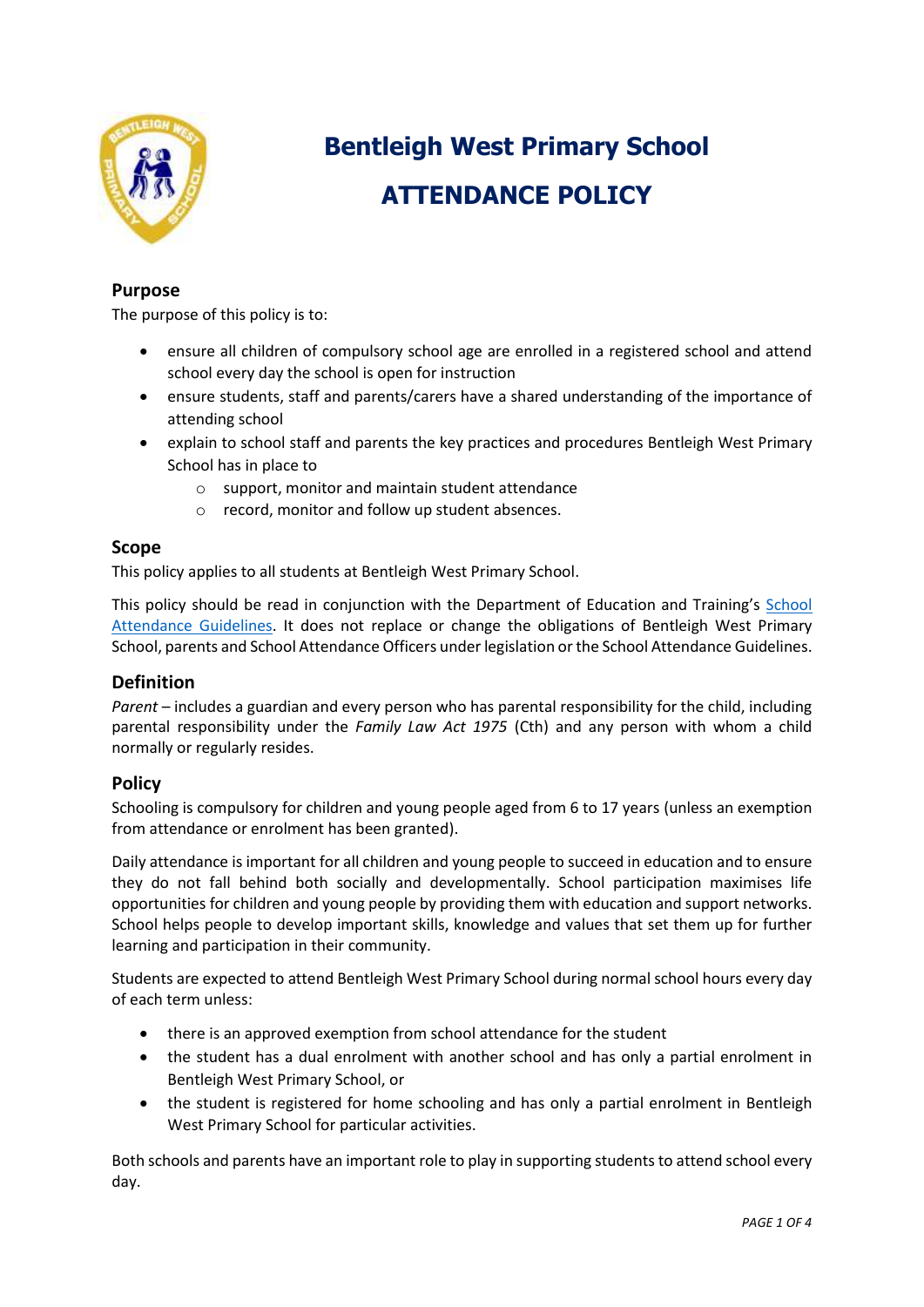# Bentleigh West Primary School

# ATTENDANCE POLICY

## Purpose

The purpose of this policy is to:

- ensure all children of compulsory school age are enrolled in a registered school and attend school every day the school is open for instruction
- ensure students, staff and parents/carers have a shared understanding of the importance of attending school
- explain to school staff and parents the key practices and procedures Bentleigh West Primary School has in place to
  - support, monitor and maintain student attendance
  - record, monitor and follow up student absences.

## Scope

This policy applies to all students at Bentleigh West Primary School.

This policy should be read in conjunction with the Department of Education and Training's School Attendance Guidelines. It does not replace or change the obligations of Bentleigh West Primary School, parents and School Attendance Officers under legislation or the School Attendance Guidelines.

## Definition

*Parent* – includes a guardian and every person who has parental responsibility for the child, including parental responsibility under the *Family Law Act 1975* (Cth) and any person with whom a child normally or regularly resides.

## Policy

Schooling is compulsory for children and young people aged from 6 to 17 years (unless an exemption from attendance or enrolment has been granted).

Daily attendance is important for all children and young people to succeed in education and to ensure they do not fall behind both socially and developmentally. School participation maximises life opportunities for children and young people by providing them with education and support networks. School helps people to develop important skills, knowledge and values that set them up for further learning and participation in their community.

Students are expected to attend Bentleigh West Primary School during normal school hours every day of each term unless:

- there is an approved exemption from school attendance for the student
- the student has a dual enrolment with another school and has only a partial enrolment in Bentleigh West Primary School, or
- the student is registered for home schooling and has only a partial enrolment in Bentleigh West Primary School for particular activities.

Both schools and parents have an important role to play in supporting students to attend school every day.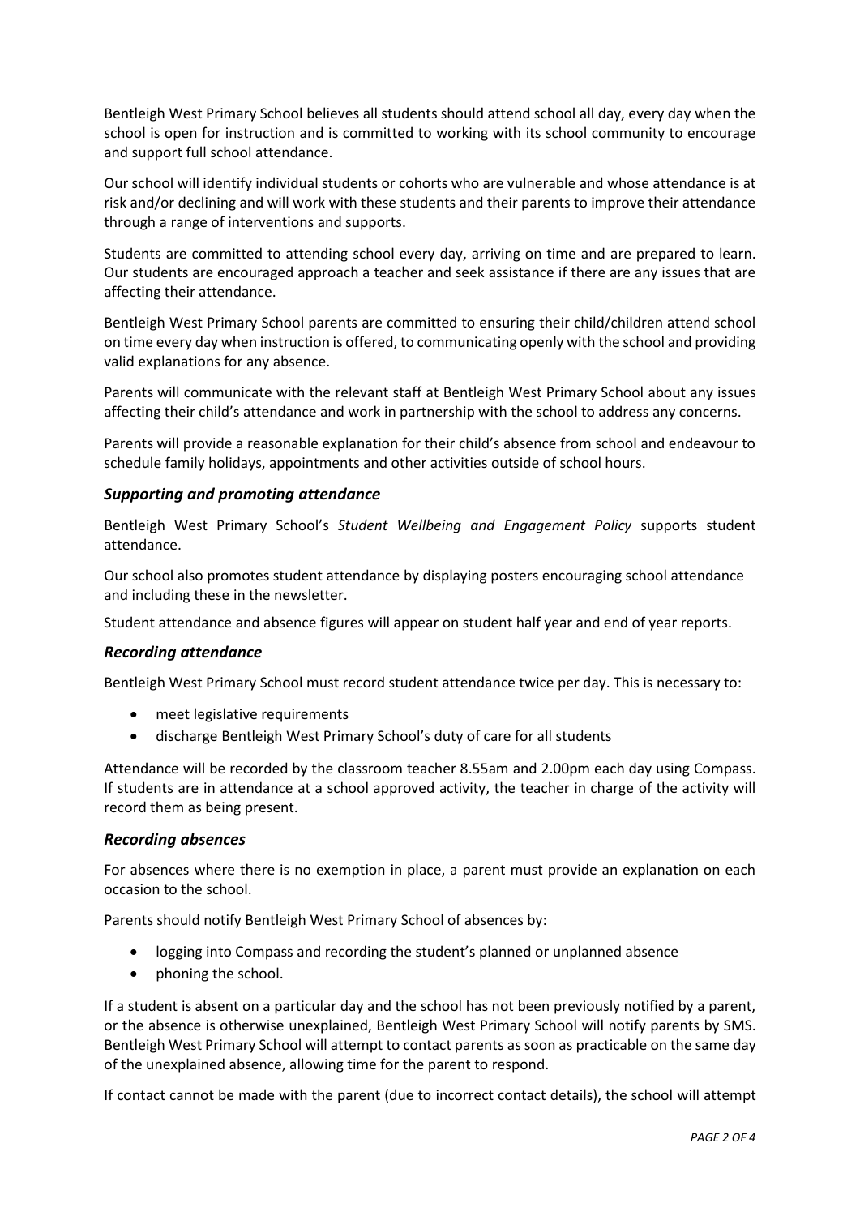Bentleigh West Primary School believes all students should attend school all day, every day when the school is open for instruction and is committed to working with its school community to encourage and support full school attendance.

Our school will identify individual students or cohorts who are vulnerable and whose attendance is at risk and/or declining and will work with these students and their parents to improve their attendance through a range of interventions and supports.

Students are committed to attending school every day, arriving on time and are prepared to learn. Our students are encouraged approach a teacher and seek assistance if there are any issues that are affecting their attendance.

Bentleigh West Primary School parents are committed to ensuring their child/children attend school on time every day when instruction is offered, to communicating openly with the school and providing valid explanations for any absence.

Parents will communicate with the relevant staff at Bentleigh West Primary School about any issues affecting their child's attendance and work in partnership with the school to address any concerns.

Parents will provide a reasonable explanation for their child's absence from school and endeavour to schedule family holidays, appointments and other activities outside of school hours.

### *Supporting and promoting attendance*

Bentleigh West Primary School's *Student Wellbeing and Engagement Policy* supports student attendance.

Our school also promotes student attendance by displaying posters encouraging school attendance and including these in the newsletter.

Student attendance and absence figures will appear on student half year and end of year reports.

### *Recording attendance*

Bentleigh West Primary School must record student attendance twice per day. This is necessary to:

- meet legislative requirements
- discharge Bentleigh West Primary School's duty of care for all students

Attendance will be recorded by the classroom teacher 8.55am and 2.00pm each day using Compass. If students are in attendance at a school approved activity, the teacher in charge of the activity will record them as being present.

### *Recording absences*

For absences where there is no exemption in place, a parent must provide an explanation on each occasion to the school.

Parents should notify Bentleigh West Primary School of absences by:

- logging into Compass and recording the student's planned or unplanned absence
- phoning the school.

If a student is absent on a particular day and the school has not been previously notified by a parent, or the absence is otherwise unexplained, Bentleigh West Primary School will notify parents by SMS. Bentleigh West Primary School will attempt to contact parents as soon as practicable on the same day of the unexplained absence, allowing time for the parent to respond.

If contact cannot be made with the parent (due to incorrect contact details), the school will attempt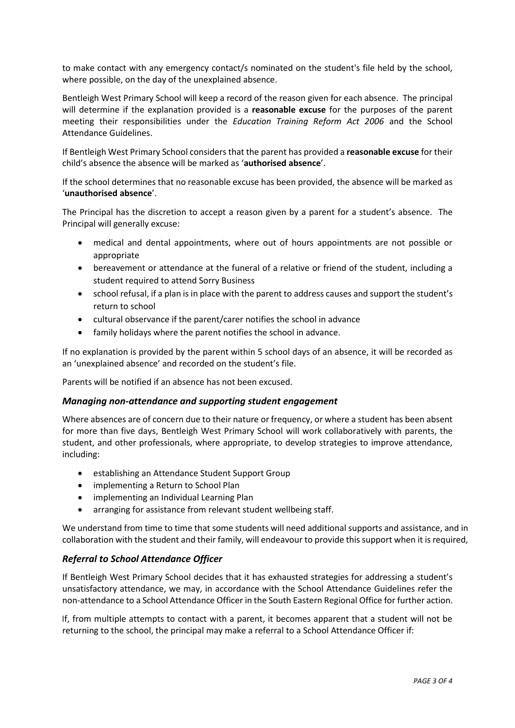to make contact with any emergency contact/s nominated on the student's file held by the school, where possible, on the day of the unexplained absence.

Bentleigh West Primary School will keep a record of the reason given for each absence. The principal will determine if the explanation provided is a **reasonable excuse** for the purposes of the parent meeting their responsibilities under the *Education Training Reform Act 2006* and the School Attendance Guidelines.

If Bentleigh West Primary School considers that the parent has provided a **reasonable excuse** for their child's absence the absence will be marked as '**authorised absence**'.

If the school determines that no reasonable excuse has been provided, the absence will be marked as '**unauthorised absence**'.

The Principal has the discretion to accept a reason given by a parent for a student's absence. The Principal will generally excuse:

- medical and dental appointments, where out of hours appointments are not possible or appropriate
- bereavement or attendance at the funeral of a relative or friend of the student, including a student required to attend Sorry Business
- school refusal, if a plan is in place with the parent to address causes and support the student's return to school
- cultural observance if the parent/carer notifies the school in advance
- family holidays where the parent notifies the school in advance.

If no explanation is provided by the parent within 5 school days of an absence, it will be recorded as an 'unexplained absence' and recorded on the student's file.

Parents will be notified if an absence has not been excused.

### *Managing non-attendance and supporting student engagement*

Where absences are of concern due to their nature or frequency, or where a student has been absent for more than five days, Bentleigh West Primary School will work collaboratively with parents, the student, and other professionals, where appropriate, to develop strategies to improve attendance, including:

- establishing an Attendance Student Support Group
- implementing a Return to School Plan
- implementing an Individual Learning Plan
- arranging for assistance from relevant student wellbeing staff.

We understand from time to time that some students will need additional supports and assistance, and in collaboration with the student and their family, will endeavour to provide this support when it is required,

### *Referral to School Attendance Officer*

If Bentleigh West Primary School decides that it has exhausted strategies for addressing a student's unsatisfactory attendance, we may, in accordance with the School Attendance Guidelines refer the non-attendance to a School Attendance Officer in the South Eastern Regional Office for further action.

If, from multiple attempts to contact with a parent, it becomes apparent that a student will not be returning to the school, the principal may make a referral to a School Attendance Officer if: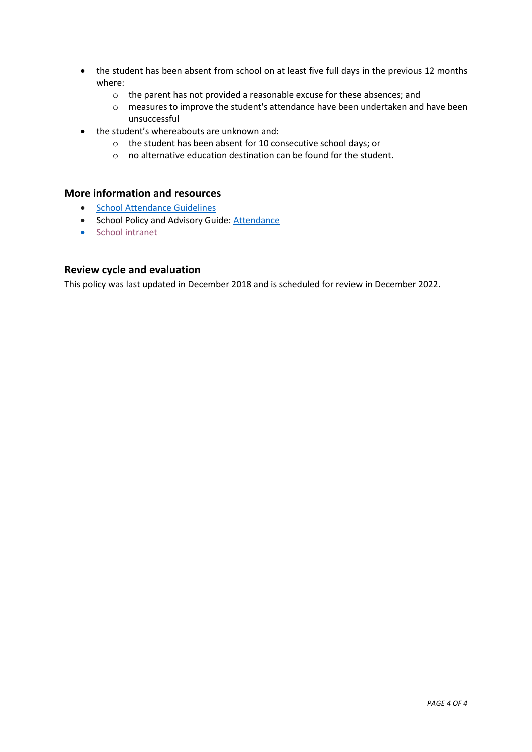- the student has been absent from school on at least five full days in the previous 12 months where:
  - the parent has not provided a reasonable excuse for these absences; and
  - measures to improve the student's attendance have been undertaken and have been unsuccessful
- the student's whereabouts are unknown and:
  - the student has been absent for 10 consecutive school days; or
  - no alternative education destination can be found for the student.

## More information and resources

- School Attendance Guidelines
- School Policy and Advisory Guide: Attendance
- School intranet

## Review cycle and evaluation

This policy was last updated in December 2018 and is scheduled for review in December 2022.